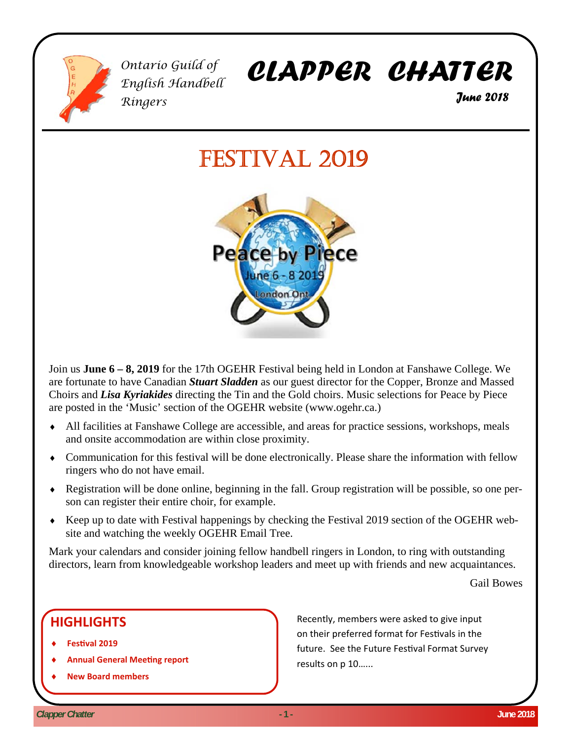Ontario Guild of English Handbell Ringers

# CLAPPER CHATTER

*June 2018*

# FESTIVAL 2019

Join us **June 6 – 8, 2019** for the 17th OGEHR Festival being held in London at Fanshawe College. We are fortunate to have Canadian ***Stuart Sladden*** as our guest director for the Copper, Bronze and Massed Choirs and ***Lisa Kyriakides*** directing the Tin and the Gold choirs. Music selections for Peace by Piece are posted in the 'Music' section of the OGEHR website (www.ogehr.ca.)

- All facilities at Fanshawe College are accessible, and areas for practice sessions, workshops, meals and onsite accommodation are within close proximity.
- Communication for this festival will be done electronically. Please share the information with fellow ringers who do not have email.
- Registration will be done online, beginning in the fall. Group registration will be possible, so one person can register their entire choir, for example.
- Keep up to date with Festival happenings by checking the Festival 2019 section of the OGEHR website and watching the weekly OGEHR Email Tree.

Mark your calendars and consider joining fellow handbell ringers in London, to ring with outstanding directors, learn from knowledgeable workshop leaders and meet up with friends and new acquaintances.

Gail Bowes

## HIGHLIGHTS

- **Festival 2019**
- **Annual General Meeting report**
- **New Board members**

Recently, members were asked to give input on their preferred format for Festivals in the future. See the Future Festival Format Survey results on p 10……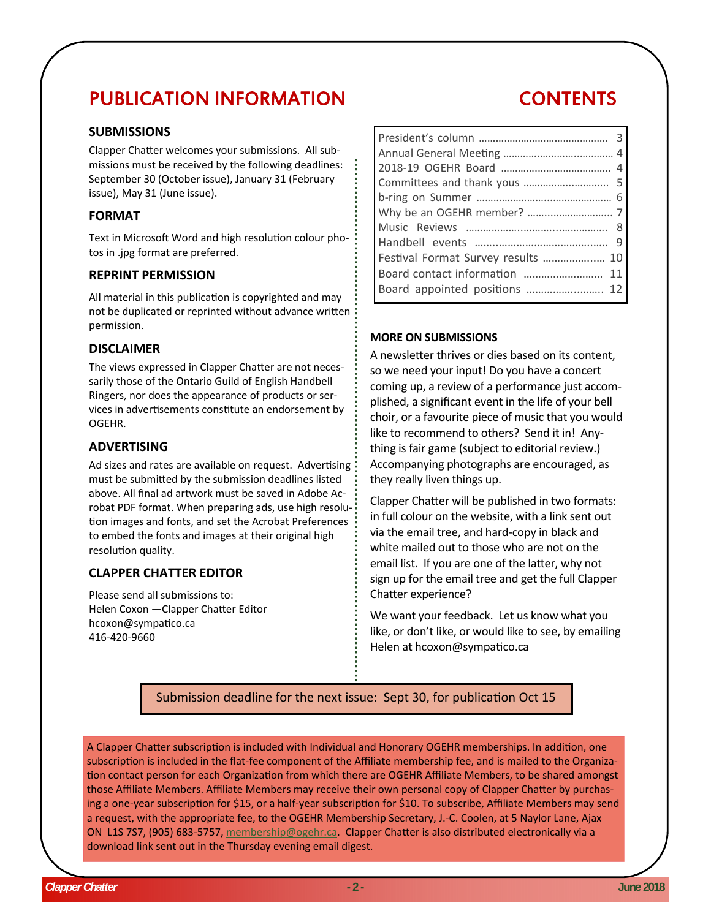# PUBLICATION INFORMATION

## SUBMISSIONS

Clapper Chatter welcomes your submissions. All submissions must be received by the following deadlines: September 30 (October issue), January 31 (February issue), May 31 (June issue).

## FORMAT

Text in Microsoft Word and high resolution colour photos in .jpg format are preferred.

## REPRINT PERMISSION

All material in this publication is copyrighted and may not be duplicated or reprinted without advance written permission.

## DISCLAIMER

The views expressed in Clapper Chatter are not necessarily those of the Ontario Guild of English Handbell Ringers, nor does the appearance of products or services in advertisements constitute an endorsement by OGEHR.

## ADVERTISING

Ad sizes and rates are available on request. Advertising must be submitted by the submission deadlines listed above. All final ad artwork must be saved in Adobe Acrobat PDF format. When preparing ads, use high resolution images and fonts, and set the Acrobat Preferences to embed the fonts and images at their original high resolution quality.

## CLAPPER CHATTER EDITOR

Please send all submissions to:
Helen Coxon —Clapper Chatter Editor
hcoxon@sympatico.ca
416-420-9660

# CONTENTS

| | |
|---|---|
| President's column | 3 |
| Annual General Meeting | 4 |
| 2018-19 OGEHR Board | 4 |
| Committees and thank yous | 5 |
| b-ring on Summer | 6 |
| Why be an OGEHR member? | 7 |
| Music Reviews | 8 |
| Handbell events | 9 |
| Festival Format Survey results | 10 |
| Board contact information | 11 |
| Board appointed positions | 12 |

## MORE ON SUBMISSIONS

A newsletter thrives or dies based on its content, so we need your input! Do you have a concert coming up, a review of a performance just accomplished, a significant event in the life of your bell choir, or a favourite piece of music that you would like to recommend to others? Send it in! Anything is fair game (subject to editorial review.) Accompanying photographs are encouraged, as they really liven things up.

Clapper Chatter will be published in two formats: in full colour on the website, with a link sent out via the email tree, and hard-copy in black and white mailed out to those who are not on the email list. If you are one of the latter, why not sign up for the email tree and get the full Clapper Chatter experience?

We want your feedback. Let us know what you like, or don't like, or would like to see, by emailing Helen at hcoxon@sympatico.ca

Submission deadline for the next issue: Sept 30, for publication Oct 15

A Clapper Chatter subscription is included with Individual and Honorary OGEHR memberships. In addition, one subscription is included in the flat-fee component of the Affiliate membership fee, and is mailed to the Organization contact person for each Organization from which there are OGEHR Affiliate Members, to be shared amongst those Affiliate Members. Affiliate Members may receive their own personal copy of Clapper Chatter by purchasing a one-year subscription for $15, or a half-year subscription for $10. To subscribe, Affiliate Members may send a request, with the appropriate fee, to the OGEHR Membership Secretary, J.-C. Coolen, at 5 Naylor Lane, Ajax ON L1S 7S7, (905) 683-5757, membership@ogehr.ca. Clapper Chatter is also distributed electronically via a download link sent out in the Thursday evening email digest.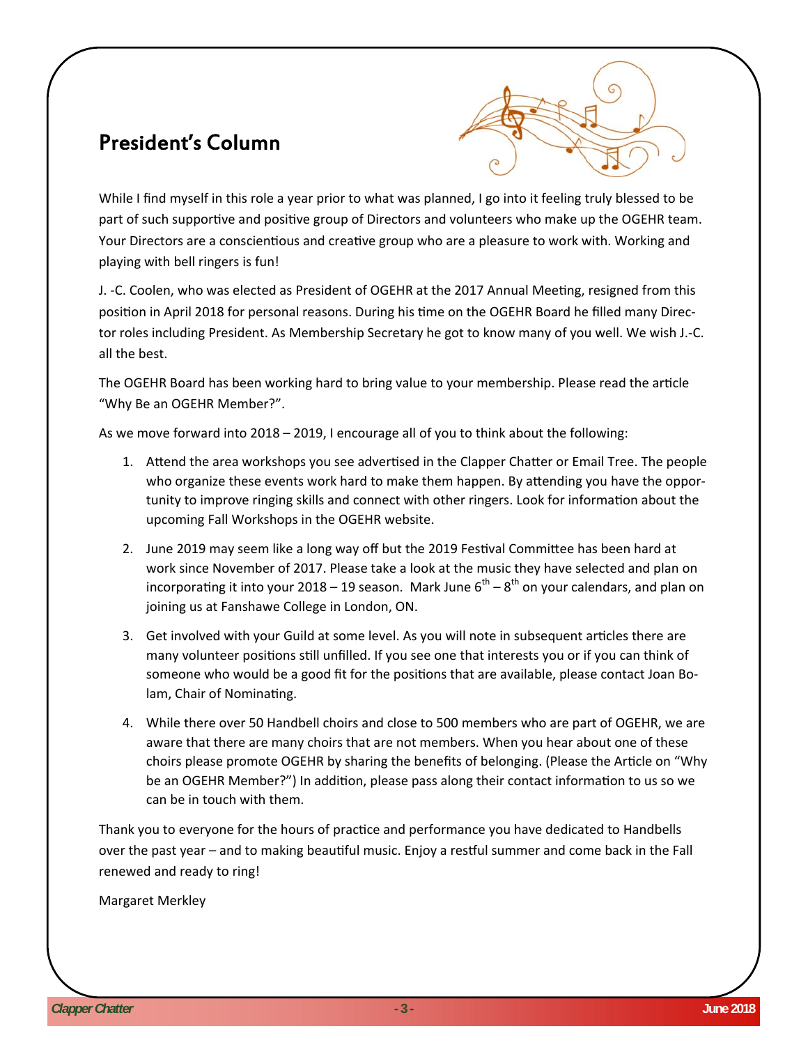## President's Column

While I find myself in this role a year prior to what was planned, I go into it feeling truly blessed to be part of such supportive and positive group of Directors and volunteers who make up the OGEHR team. Your Directors are a conscientious and creative group who are a pleasure to work with. Working and playing with bell ringers is fun!

J. -C. Coolen, who was elected as President of OGEHR at the 2017 Annual Meeting, resigned from this position in April 2018 for personal reasons. During his time on the OGEHR Board he filled many Director roles including President. As Membership Secretary he got to know many of you well. We wish J.-C. all the best.

The OGEHR Board has been working hard to bring value to your membership. Please read the article "Why Be an OGEHR Member?".

As we move forward into 2018 – 2019, I encourage all of you to think about the following:

1. Attend the area workshops you see advertised in the Clapper Chatter or Email Tree. The people who organize these events work hard to make them happen. By attending you have the opportunity to improve ringing skills and connect with other ringers. Look for information about the upcoming Fall Workshops in the OGEHR website.
2. June 2019 may seem like a long way off but the 2019 Festival Committee has been hard at work since November of 2017. Please take a look at the music they have selected and plan on incorporating it into your 2018 – 19 season. Mark June 6th – 8th on your calendars, and plan on joining us at Fanshawe College in London, ON.
3. Get involved with your Guild at some level. As you will note in subsequent articles there are many volunteer positions still unfilled. If you see one that interests you or if you can think of someone who would be a good fit for the positions that are available, please contact Joan Bolam, Chair of Nominating.
4. While there over 50 Handbell choirs and close to 500 members who are part of OGEHR, we are aware that there are many choirs that are not members. When you hear about one of these choirs please promote OGEHR by sharing the benefits of belonging. (Please the Article on "Why be an OGEHR Member?") In addition, please pass along their contact information to us so we can be in touch with them.

Thank you to everyone for the hours of practice and performance you have dedicated to Handbells over the past year – and to making beautiful music. Enjoy a restful summer and come back in the Fall renewed and ready to ring!

Margaret Merkley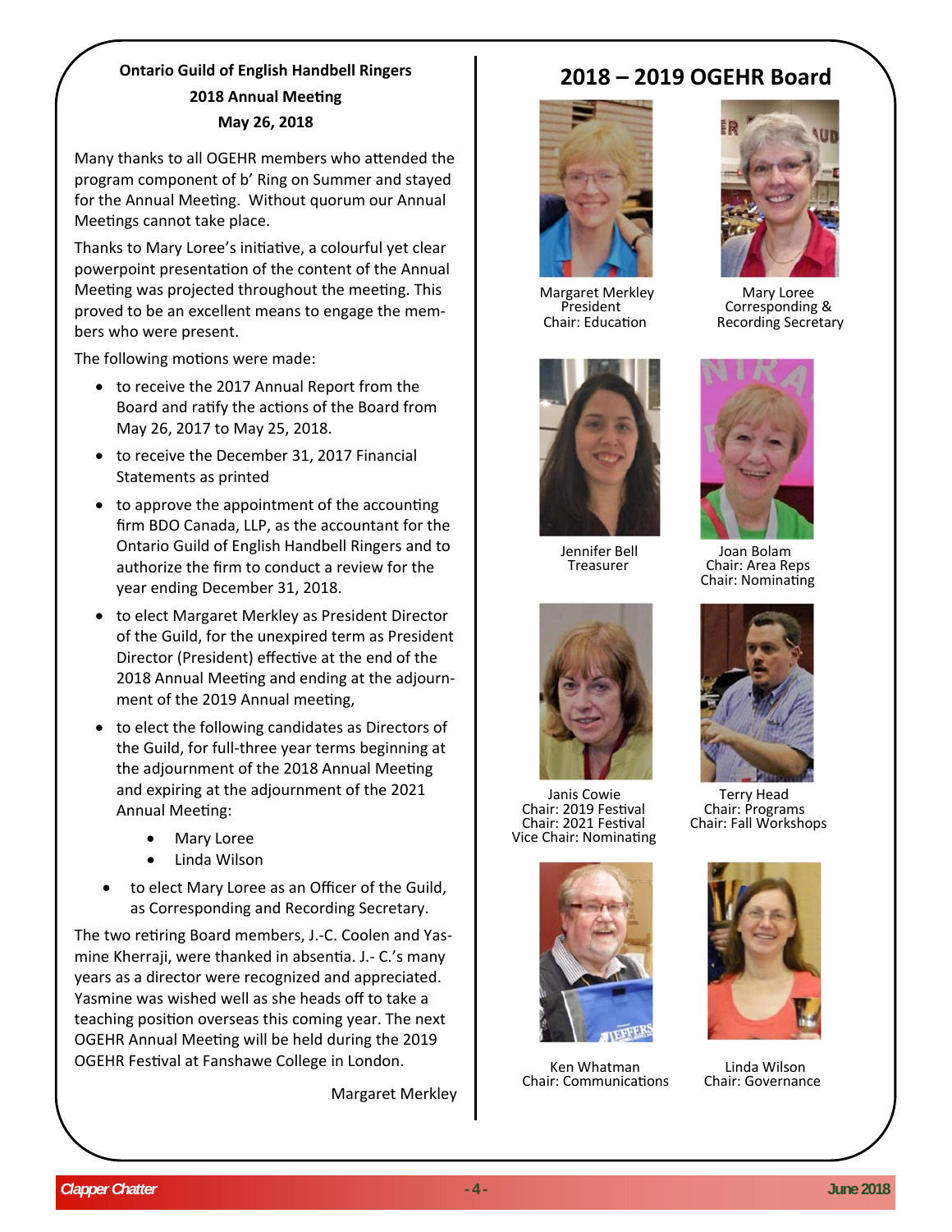**Ontario Guild of English Handbell Ringers**
**2018 Annual Meeting**
**May 26, 2018**

Many thanks to all OGEHR members who attended the program component of b' Ring on Summer and stayed for the Annual Meeting. Without quorum our Annual Meetings cannot take place.

Thanks to Mary Loree's initiative, a colourful yet clear powerpoint presentation of the content of the Annual Meeting was projected throughout the meeting. This proved to be an excellent means to engage the members who were present.

The following motions were made:

- to receive the 2017 Annual Report from the Board and ratify the actions of the Board from May 26, 2017 to May 25, 2018.
- to receive the December 31, 2017 Financial Statements as printed
- to approve the appointment of the accounting firm BDO Canada, LLP, as the accountant for the Ontario Guild of English Handbell Ringers and to authorize the firm to conduct a review for the year ending December 31, 2018.
- to elect Margaret Merkley as President Director of the Guild, for the unexpired term as President Director (President) effective at the end of the 2018 Annual Meeting and ending at the adjournment of the 2019 Annual meeting,
- to elect the following candidates as Directors of the Guild, for full-three year terms beginning at the adjournment of the 2018 Annual Meeting and expiring at the adjournment of the 2021 Annual Meeting:
    - Mary Loree
    - Linda Wilson
- to elect Mary Loree as an Officer of the Guild, as Corresponding and Recording Secretary.

The two retiring Board members, J.-C. Coolen and Yasmine Kherraji, were thanked in absentia. J.- C.'s many years as a director were recognized and appreciated. Yasmine was wished well as she heads off to take a teaching position overseas this coming year. The next OGEHR Annual Meeting will be held during the 2019 OGEHR Festival at Fanshawe College in London.

Margaret Merkley

## 2018 – 2019 OGEHR Board

Margaret Merkley
President
Chair: Education

Mary Loree
Corresponding &
Recording Secretary

Jennifer Bell
Treasurer

Joan Bolam
Chair: Area Reps
Chair: Nominating

Janis Cowie
Chair: 2019 Festival
Chair: 2021 Festival
Vice Chair: Nominating

Terry Head
Chair: Programs
Chair: Fall Workshops

Ken Whatman
Chair: Communications

Linda Wilson
Chair: Governance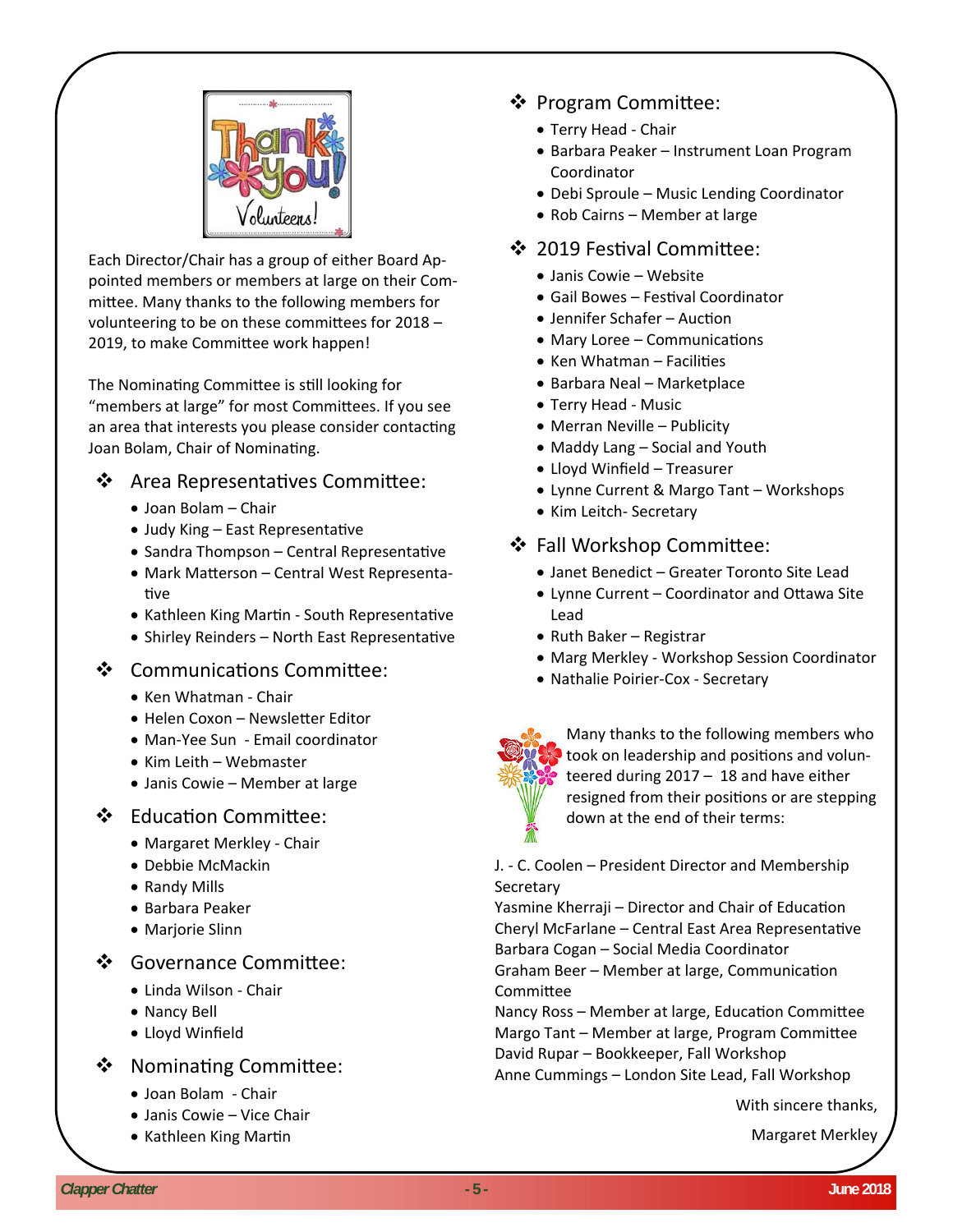Each Director/Chair has a group of either Board Appointed members or members at large on their Committee. Many thanks to the following members for volunteering to be on these committees for 2018 – 2019, to make Committee work happen!

The Nominating Committee is still looking for "members at large" for most Committees. If you see an area that interests you please consider contacting Joan Bolam, Chair of Nominating.

## Area Representatives Committee:

- Joan Bolam – Chair
- Judy King – East Representative
- Sandra Thompson – Central Representative
- Mark Matterson – Central West Representative
- Kathleen King Martin - South Representative
- Shirley Reinders – North East Representative

## Communications Committee:

- Ken Whatman - Chair
- Helen Coxon – Newsletter Editor
- Man-Yee Sun - Email coordinator
- Kim Leith – Webmaster
- Janis Cowie – Member at large

## Education Committee:

- Margaret Merkley - Chair
- Debbie McMackin
- Randy Mills
- Barbara Peaker
- Marjorie Slinn

## Governance Committee:

- Linda Wilson - Chair
- Nancy Bell
- Lloyd Winfield

## Nominating Committee:

- Joan Bolam - Chair
- Janis Cowie – Vice Chair
- Kathleen King Martin

## Program Committee:

- Terry Head - Chair
- Barbara Peaker – Instrument Loan Program Coordinator
- Debi Sproule – Music Lending Coordinator
- Rob Cairns – Member at large

## 2019 Festival Committee:

- Janis Cowie – Website
- Gail Bowes – Festival Coordinator
- Jennifer Schafer – Auction
- Mary Loree – Communications
- Ken Whatman – Facilities
- Barbara Neal – Marketplace
- Terry Head - Music
- Merran Neville – Publicity
- Maddy Lang – Social and Youth
- Lloyd Winfield – Treasurer
- Lynne Current & Margo Tant – Workshops
- Kim Leitch- Secretary

## Fall Workshop Committee:

- Janet Benedict – Greater Toronto Site Lead
- Lynne Current – Coordinator and Ottawa Site Lead
- Ruth Baker – Registrar
- Marg Merkley - Workshop Session Coordinator
- Nathalie Poirier-Cox - Secretary

Many thanks to the following members who took on leadership and positions and volunteered during 2017 – 18 and have either resigned from their positions or are stepping down at the end of their terms:

J. - C. Coolen – President Director and Membership Secretary
Yasmine Kherraji – Director and Chair of Education
Cheryl McFarlane – Central East Area Representative
Barbara Cogan – Social Media Coordinator
Graham Beer – Member at large, Communication Committee
Nancy Ross – Member at large, Education Committee
Margo Tant – Member at large, Program Committee
David Rupar – Bookkeeper, Fall Workshop
Anne Cummings – London Site Lead, Fall Workshop

With sincere thanks,

Margaret Merkley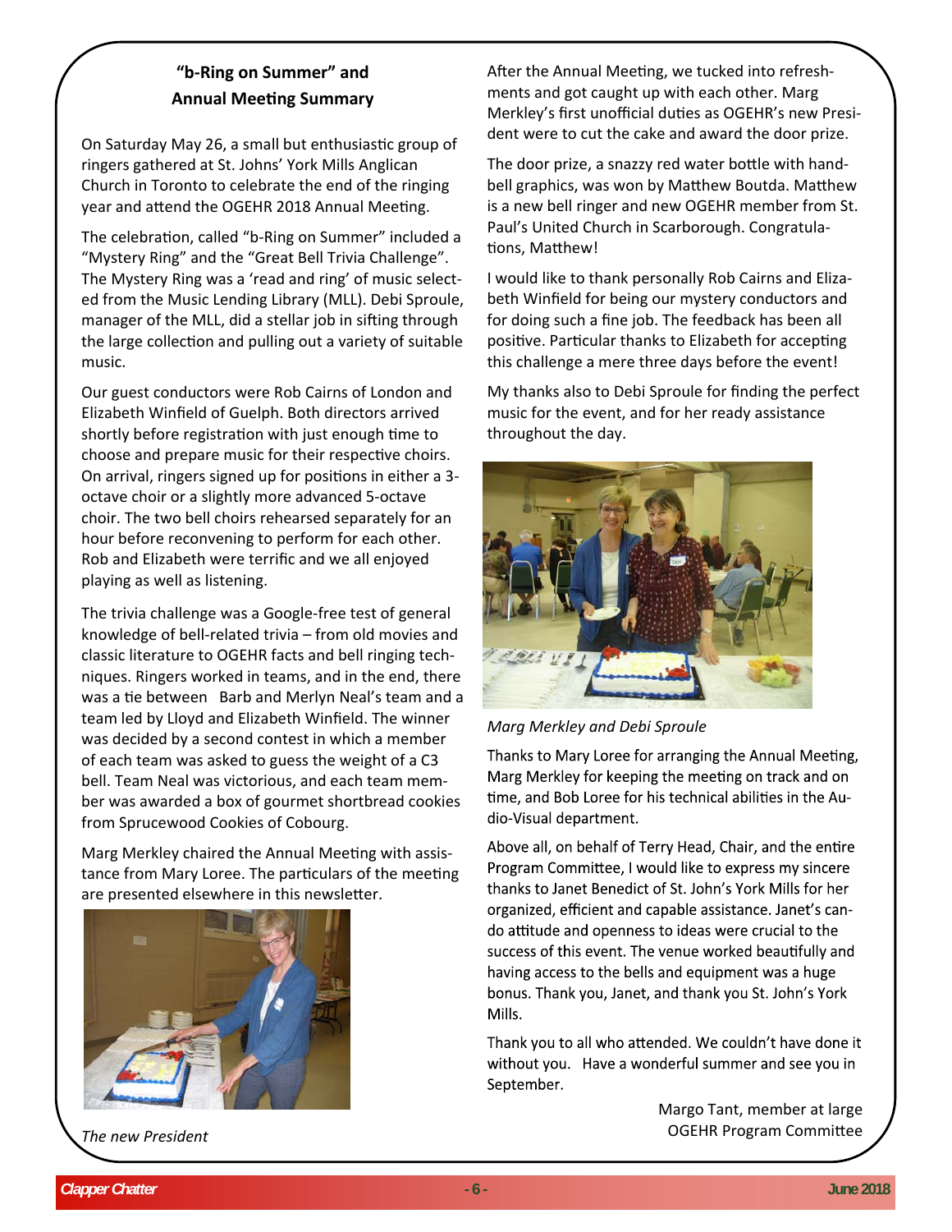## "b-Ring on Summer" and Annual Meeting Summary

On Saturday May 26, a small but enthusiastic group of ringers gathered at St. Johns' York Mills Anglican Church in Toronto to celebrate the end of the ringing year and attend the OGEHR 2018 Annual Meeting.

The celebration, called "b-Ring on Summer" included a "Mystery Ring" and the "Great Bell Trivia Challenge". The Mystery Ring was a 'read and ring' of music selected from the Music Lending Library (MLL). Debi Sproule, manager of the MLL, did a stellar job in sifting through the large collection and pulling out a variety of suitable music.

Our guest conductors were Rob Cairns of London and Elizabeth Winfield of Guelph. Both directors arrived shortly before registration with just enough time to choose and prepare music for their respective choirs. On arrival, ringers signed up for positions in either a 3-octave choir or a slightly more advanced 5-octave choir. The two bell choirs rehearsed separately for an hour before reconvening to perform for each other. Rob and Elizabeth were terrific and we all enjoyed playing as well as listening.

The trivia challenge was a Google-free test of general knowledge of bell-related trivia – from old movies and classic literature to OGEHR facts and bell ringing techniques. Ringers worked in teams, and in the end, there was a tie between Barb and Merlyn Neal's team and a team led by Lloyd and Elizabeth Winfield. The winner was decided by a second contest in which a member of each team was asked to guess the weight of a C3 bell. Team Neal was victorious, and each team member was awarded a box of gourmet shortbread cookies from Sprucewood Cookies of Cobourg.

Marg Merkley chaired the Annual Meeting with assistance from Mary Loree. The particulars of the meeting are presented elsewhere in this newsletter.

*The new President*

After the Annual Meeting, we tucked into refreshments and got caught up with each other. Marg Merkley's first unofficial duties as OGEHR's new President were to cut the cake and award the door prize.

The door prize, a snazzy red water bottle with handbell graphics, was won by Matthew Boutda. Matthew is a new bell ringer and new OGEHR member from St. Paul's United Church in Scarborough. Congratulations, Matthew!

I would like to thank personally Rob Cairns and Elizabeth Winfield for being our mystery conductors and for doing such a fine job. The feedback has been all positive. Particular thanks to Elizabeth for accepting this challenge a mere three days before the event!

My thanks also to Debi Sproule for finding the perfect music for the event, and for her ready assistance throughout the day.

*Marg Merkley and Debi Sproule*

Thanks to Mary Loree for arranging the Annual Meeting, Marg Merkley for keeping the meeting on track and on time, and Bob Loree for his technical abilities in the Audio-Visual department.

Above all, on behalf of Terry Head, Chair, and the entire Program Committee, I would like to express my sincere thanks to Janet Benedict of St. John's York Mills for her organized, efficient and capable assistance. Janet's can-do attitude and openness to ideas were crucial to the success of this event. The venue worked beautifully and having access to the bells and equipment was a huge bonus. Thank you, Janet, and thank you St. John's York Mills.

Thank you to all who attended. We couldn't have done it without you. Have a wonderful summer and see you in September.

Margo Tant, member at large
OGEHR Program Committee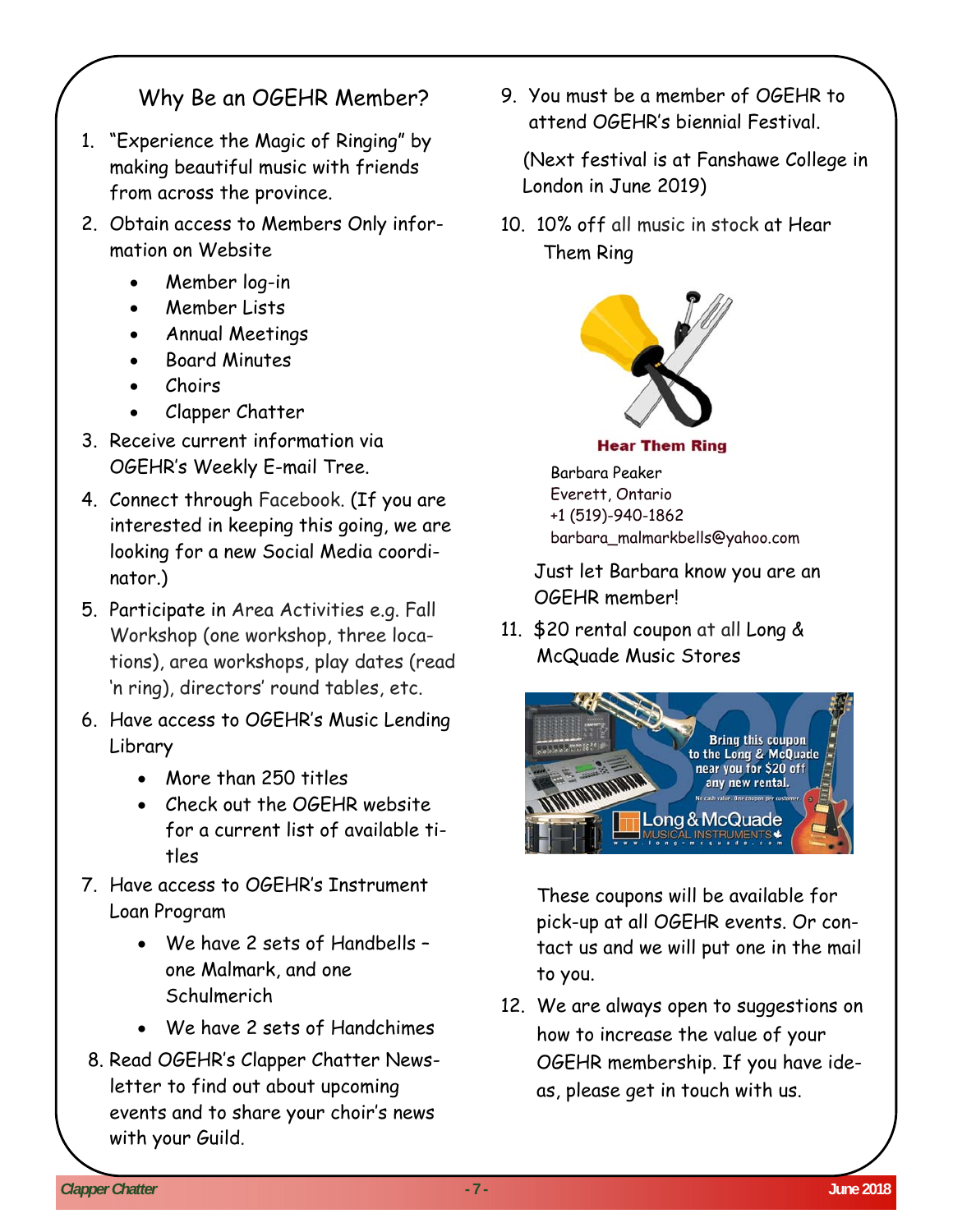## Why Be an OGEHR Member?

1. "Experience the Magic of Ringing" by making beautiful music with friends from across the province.
2. Obtain access to Members Only information on Website
   - Member log-in
   - Member Lists
   - Annual Meetings
   - Board Minutes
   - Choirs
   - Clapper Chatter
3. Receive current information via OGEHR's Weekly E-mail Tree.
4. Connect through Facebook. (If you are interested in keeping this going, we are looking for a new Social Media coordinator.)
5. Participate in Area Activities e.g. Fall Workshop (one workshop, three locations), area workshops, play dates (read 'n ring), directors' round tables, etc.
6. Have access to OGEHR's Music Lending Library
   - More than 250 titles
   - Check out the OGEHR website for a current list of available titles
7. Have access to OGEHR's Instrument Loan Program
   - We have 2 sets of Handbells – one Malmark, and one Schulmerich
   - We have 2 sets of Handchimes
8. Read OGEHR's Clapper Chatter Newsletter to find out about upcoming events and to share your choir's news with your Guild.
9. You must be a member of OGEHR to attend OGEHR's biennial Festival.

   (Next festival is at Fanshawe College in London in June 2019)
10. 10% off all music in stock at Hear Them Ring

    **Hear Them Ring**

    Barbara Peaker
    Everett, Ontario
    +1 (519)-940-1862
    barbara_malmarkbells@yahoo.com

    Just let Barbara know you are an OGEHR member!
11. $20 rental coupon at all Long & McQuade Music Stores

    Bring this coupon to the Long & McQuade near you for $20 off any new rental.
    No cash value. One coupon per customer.
    Long & McQuade MUSICAL INSTRUMENTS
    www.long-mcquade.com

    These coupons will be available for pick-up at all OGEHR events. Or contact us and we will put one in the mail to you.
12. We are always open to suggestions on how to increase the value of your OGEHR membership. If you have ideas, please get in touch with us.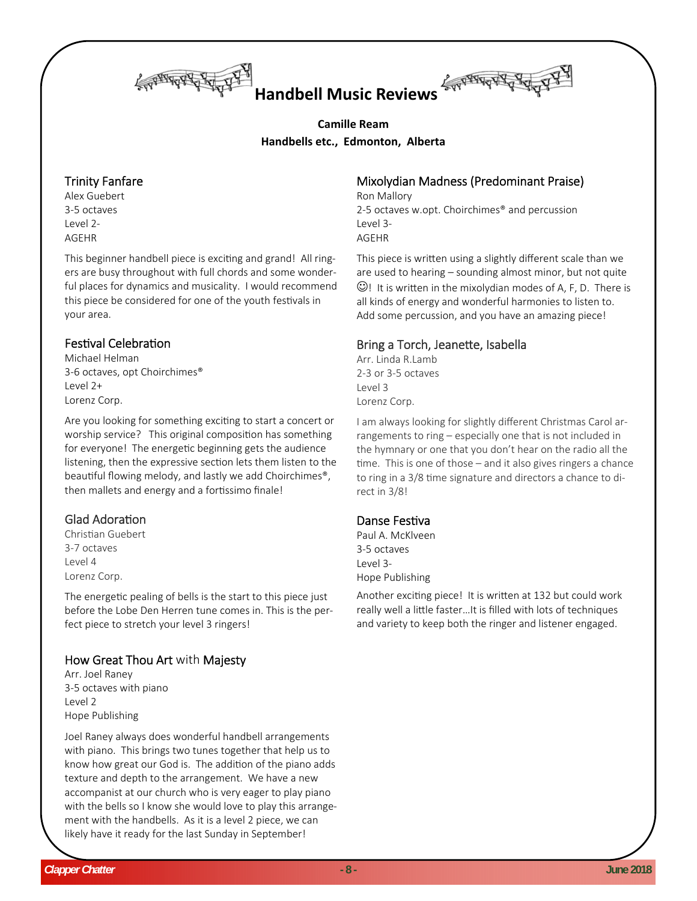# Handbell Music Reviews

**Camille Ream**
**Handbells etc., Edmonton, Alberta**

### Trinity Fanfare

Alex Guebert
3-5 octaves
Level 2-
AGEHR

This beginner handbell piece is exciting and grand! All ringers are busy throughout with full chords and some wonderful places for dynamics and musicality. I would recommend this piece be considered for one of the youth festivals in your area.

### Festival Celebration

Michael Helman
3-6 octaves, opt Choirchimes®
Level 2+
Lorenz Corp.

Are you looking for something exciting to start a concert or worship service? This original composition has something for everyone! The energetic beginning gets the audience listening, then the expressive section lets them listen to the beautiful flowing melody, and lastly we add Choirchimes®, then mallets and energy and a fortissimo finale!

### Glad Adoration

Christian Guebert
3-7 octaves
Level 4
Lorenz Corp.

The energetic pealing of bells is the start to this piece just before the Lobe Den Herren tune comes in. This is the perfect piece to stretch your level 3 ringers!

### How Great Thou Art with Majesty

Arr. Joel Raney
3-5 octaves with piano
Level 2
Hope Publishing

Joel Raney always does wonderful handbell arrangements with piano. This brings two tunes together that help us to know how great our God is. The addition of the piano adds texture and depth to the arrangement. We have a new accompanist at our church who is very eager to play piano with the bells so I know she would love to play this arrangement with the handbells. As it is a level 2 piece, we can likely have it ready for the last Sunday in September!

### Mixolydian Madness (Predominant Praise)

Ron Mallory
2-5 octaves w.opt. Choirchimes® and percussion
Level 3-
AGEHR

This piece is written using a slightly different scale than we are used to hearing – sounding almost minor, but not quite ☺! It is written in the mixolydian modes of A, F, D. There is all kinds of energy and wonderful harmonies to listen to. Add some percussion, and you have an amazing piece!

### Bring a Torch, Jeanette, Isabella

Arr. Linda R.Lamb
2-3 or 3-5 octaves
Level 3
Lorenz Corp.

I am always looking for slightly different Christmas Carol arrangements to ring – especially one that is not included in the hymnary or one that you don't hear on the radio all the time. This is one of those – and it also gives ringers a chance to ring in a 3/8 time signature and directors a chance to direct in 3/8!

### Danse Festiva

Paul A. McKlveen
3-5 octaves
Level 3-
Hope Publishing

Another exciting piece! It is written at 132 but could work really well a little faster…It is filled with lots of techniques and variety to keep both the ringer and listener engaged.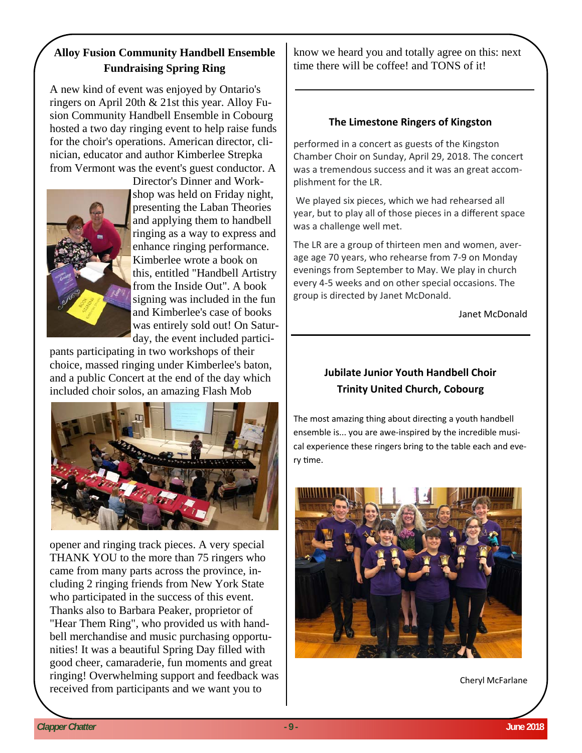## Alloy Fusion Community Handbell Ensemble Fundraising Spring Ring

A new kind of event was enjoyed by Ontario's ringers on April 20th & 21st this year. Alloy Fusion Community Handbell Ensemble in Cobourg hosted a two day ringing event to help raise funds for the choir's operations. American director, clinician, educator and author Kimberlee Strepka from Vermont was the event's guest conductor. A Director's Dinner and Workshop was held on Friday night, presenting the Laban Theories and applying them to handbell ringing as a way to express and enhance ringing performance. Kimberlee wrote a book on this, entitled "Handbell Artistry from the Inside Out". A book signing was included in the fun and Kimberlee's case of books was entirely sold out! On Saturday, the event included participants participating in two workshops of their choice, massed ringing under Kimberlee's baton, and a public Concert at the end of the day which included choir solos, an amazing Flash Mob opener and ringing track pieces. A very special THANK YOU to the more than 75 ringers who came from many parts across the province, including 2 ringing friends from New York State who participated in the success of this event. Thanks also to Barbara Peaker, proprietor of "Hear Them Ring", who provided us with handbell merchandise and music purchasing opportunities! It was a beautiful Spring Day filled with good cheer, camaraderie, fun moments and great ringing! Overwhelming support and feedback was received from participants and we want you to know we heard you and totally agree on this: next time there will be coffee! and TONS of it!

---

### The Limestone Ringers of Kingston

performed in a concert as guests of the Kingston Chamber Choir on Sunday, April 29, 2018. The concert was a tremendous success and it was an great accomplishment for the LR.

We played six pieces, which we had rehearsed all year, but to play all of those pieces in a different space was a challenge well met.

The LR are a group of thirteen men and women, average age 70 years, who rehearse from 7-9 on Monday evenings from September to May. We play in church every 4-5 weeks and on other special occasions. The group is directed by Janet McDonald.

Janet McDonald

---

### Jubilate Junior Youth Handbell Choir Trinity United Church, Cobourg

The most amazing thing about directing a youth handbell ensemble is... you are awe-inspired by the incredible musical experience these ringers bring to the table each and every time.

Cheryl McFarlane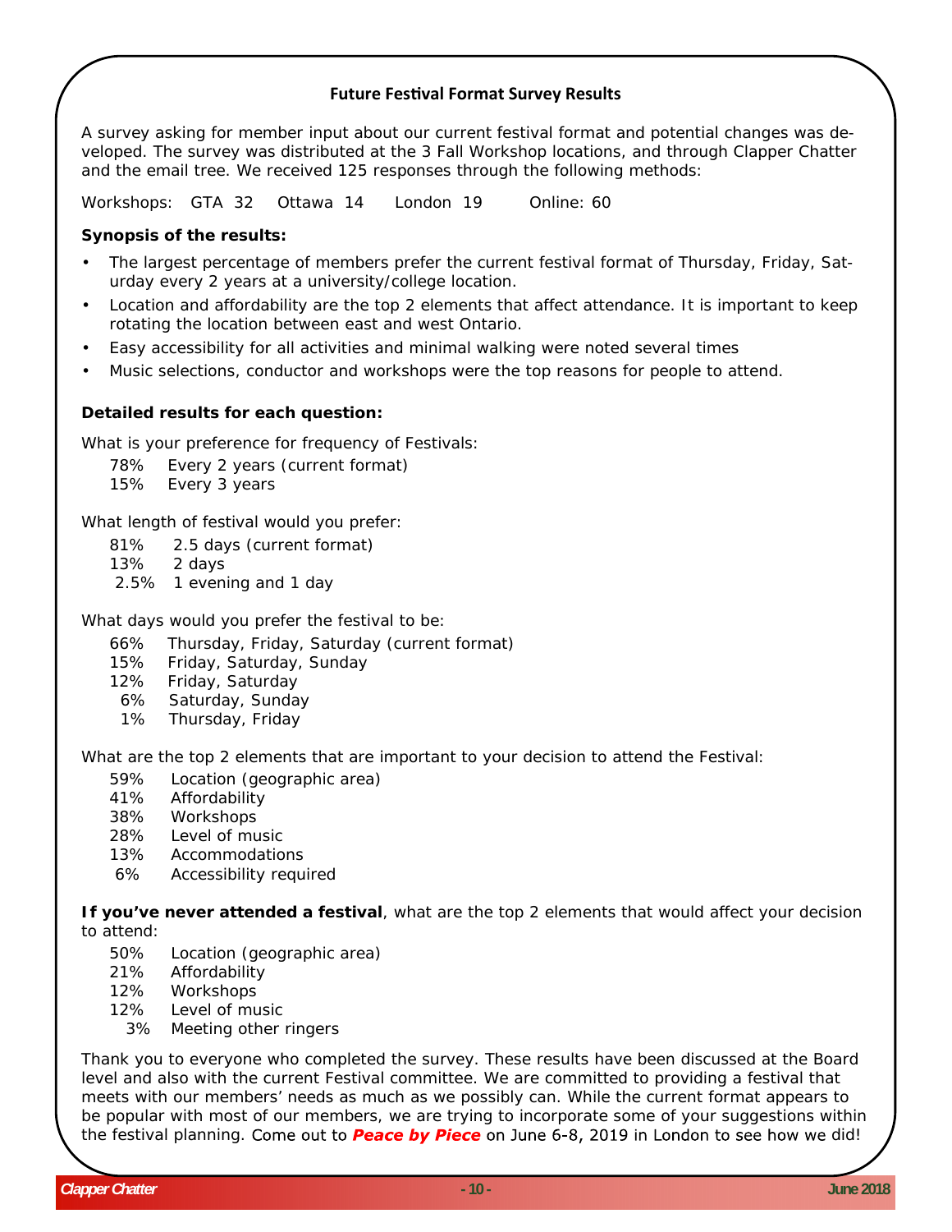## Future Festival Format Survey Results

A survey asking for member input about our current festival format and potential changes was developed. The survey was distributed at the 3 Fall Workshop locations, and through Clapper Chatter and the email tree. We received 125 responses through the following methods:

Workshops: GTA 32 Ottawa 14 London 19 Online: 60

**Synopsis of the results:**

- The largest percentage of members prefer the current festival format of Thursday, Friday, Saturday every 2 years at a university/college location.
- Location and affordability are the top 2 elements that affect attendance. It is important to keep rotating the location between east and west Ontario.
- Easy accessibility for all activities and minimal walking were noted several times
- Music selections, conductor and workshops were the top reasons for people to attend.

**Detailed results for each question:**

What is your preference for frequency of Festivals:

78% Every 2 years (current format)
15% Every 3 years

What length of festival would you prefer:

81% 2.5 days (current format)
13% 2 days
2.5% 1 evening and 1 day

What days would you prefer the festival to be:

66% Thursday, Friday, Saturday (current format)
15% Friday, Saturday, Sunday
12% Friday, Saturday
6% Saturday, Sunday
1% Thursday, Friday

What are the top 2 elements that are important to your decision to attend the Festival:

59% Location (geographic area)
41% Affordability
38% Workshops
28% Level of music
13% Accommodations
6% Accessibility required

**If you've never attended a festival**, what are the top 2 elements that would affect your decision to attend:

50% Location (geographic area)
21% Affordability
12% Workshops
12% Level of music
3% Meeting other ringers

Thank you to everyone who completed the survey. These results have been discussed at the Board level and also with the current Festival committee. We are committed to providing a festival that meets with our members' needs as much as we possibly can. While the current format appears to be popular with most of our members, we are trying to incorporate some of your suggestions within the festival planning. Come out to ***Peace by Piece*** on June 6-8, 2019 in London to see how we did!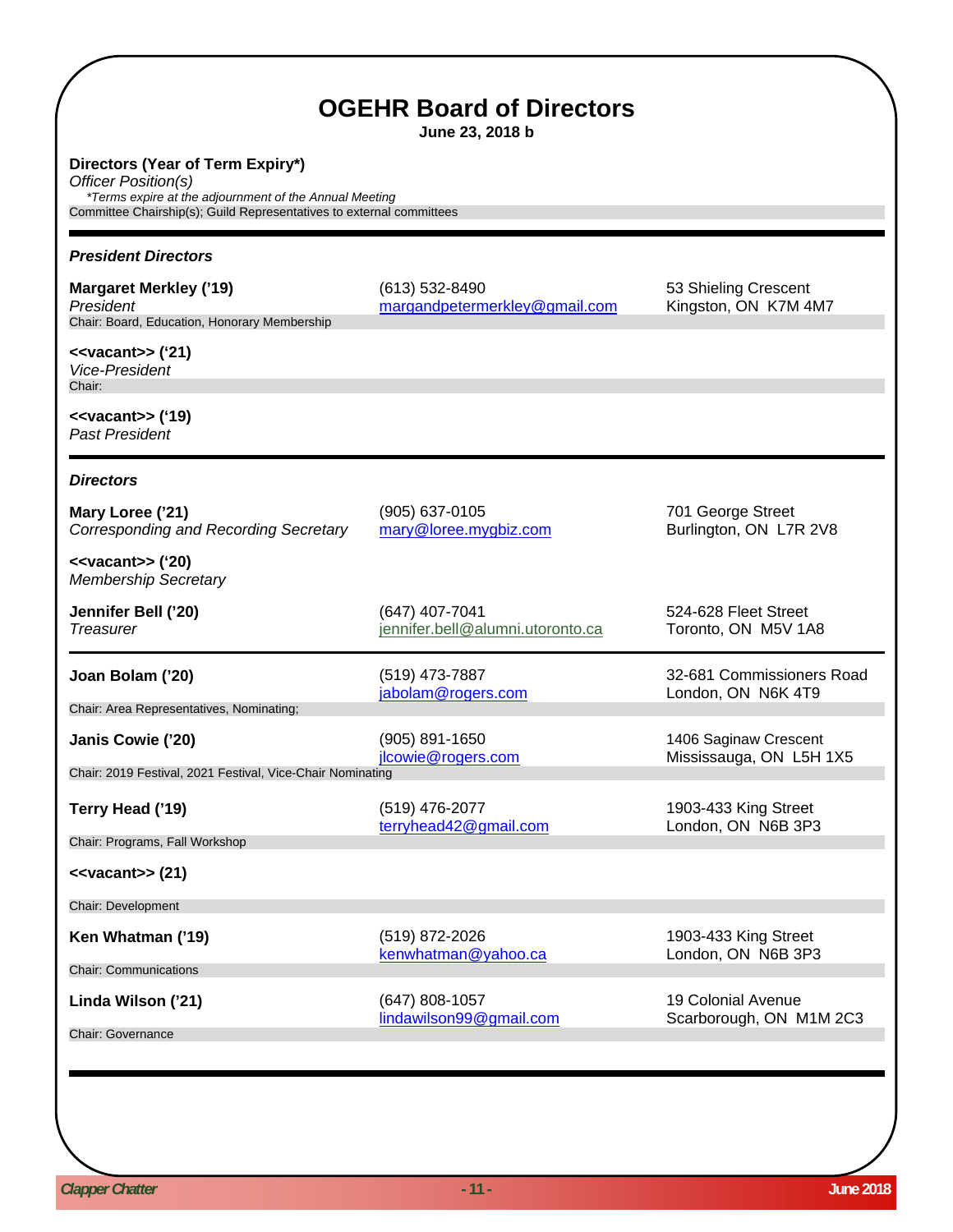# OGEHR Board of Directors

**June 23, 2018 b**

**Directors (Year of Term Expiry*)**
*Officer Position(s)*
*\*Terms expire at the adjournment of the Annual Meeting*
Committee Chairship(s); Guild Representatives to external committees

---

### *President Directors*

**Margaret Merkley ('19)**
*President*
(613) 532-8490
margandpetermerkley@gmail.com
53 Shieling Crescent
Kingston, ON K7M 4M7
Chair: Board, Education, Honorary Membership

**<<vacant>> ('21)**
*Vice-President*
Chair:

**<<vacant>> ('19)**
*Past President*

---

### *Directors*

**Mary Loree ('21)**
*Corresponding and Recording Secretary*
(905) 637-0105
mary@loree.mygbiz.com
701 George Street
Burlington, ON L7R 2V8

**<<vacant>> ('20)**
*Membership Secretary*

**Jennifer Bell ('20)**
*Treasurer*
(647) 407-7041
jennifer.bell@alumni.utoronto.ca
524-628 Fleet Street
Toronto, ON M5V 1A8

---

**Joan Bolam ('20)**
(519) 473-7887
jabolam@rogers.com
32-681 Commissioners Road
London, ON N6K 4T9
Chair: Area Representatives, Nominating;

**Janis Cowie ('20)**
(905) 891-1650
jlcowie@rogers.com
1406 Saginaw Crescent
Mississauga, ON L5H 1X5
Chair: 2019 Festival, 2021 Festival, Vice-Chair Nominating

**Terry Head ('19)**
(519) 476-2077
terryhead42@gmail.com
1903-433 King Street
London, ON N6B 3P3
Chair: Programs, Fall Workshop

**<<vacant>> (21)**
Chair: Development

**Ken Whatman ('19)**
(519) 872-2026
kenwhatman@yahoo.ca
1903-433 King Street
London, ON N6B 3P3
Chair: Communications

**Linda Wilson ('21)**
(647) 808-1057
lindawilson99@gmail.com
19 Colonial Avenue
Scarborough, ON M1M 2C3
Chair: Governance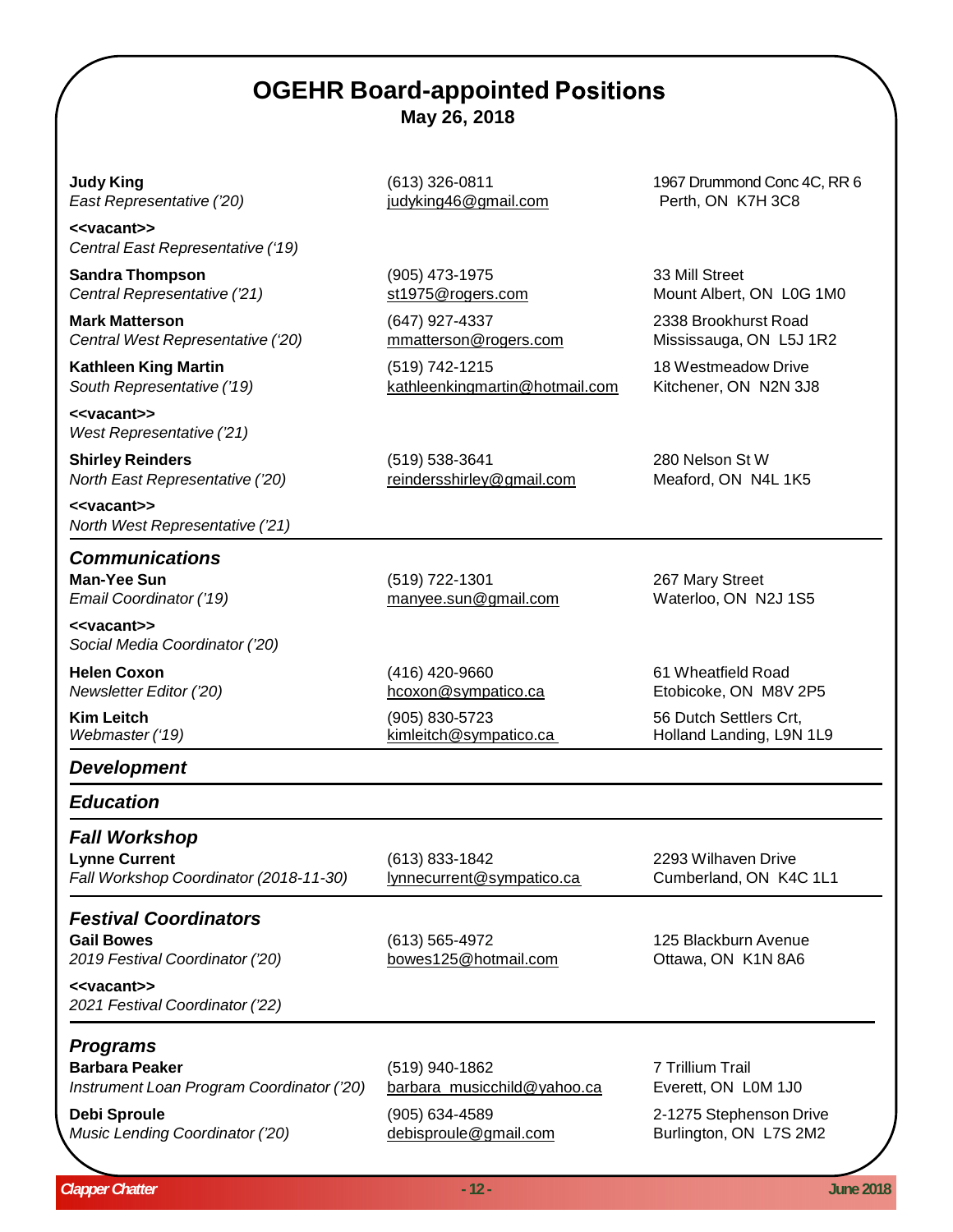# OGEHR Board-appointed Positions

**May 26, 2018**

| | | |
|---|---|---|
| **Judy King**<br>*East Representative ('20)* | (613) 326-0811<br>judyking46@gmail.com | 1967 Drummond Conc 4C, RR 6<br>Perth, ON K7H 3C8 |
| **<<vacant>>**<br>*Central East Representative ('19)* | | |
| **Sandra Thompson**<br>*Central Representative ('21)* | (905) 473-1975<br>st1975@rogers.com | 33 Mill Street<br>Mount Albert, ON L0G 1M0 |
| **Mark Matterson**<br>*Central West Representative ('20)* | (647) 927-4337<br>mmatterson@rogers.com | 2338 Brookhurst Road<br>Mississauga, ON L5J 1R2 |
| **Kathleen King Martin**<br>*South Representative ('19)* | (519) 742-1215<br>kathleenkingmartin@hotmail.com | 18 Westmeadow Drive<br>Kitchener, ON N2N 3J8 |
| **<<vacant>>**<br>*West Representative ('21)* | | |
| **Shirley Reinders**<br>*North East Representative ('20)* | (519) 538-3641<br>reindersshirley@gmail.com | 280 Nelson St W<br>Meaford, ON N4L 1K5 |
| **<<vacant>>**<br>*North West Representative ('21)* | | |

## *Communications*

| | | |
|---|---|---|
| **Man-Yee Sun**<br>*Email Coordinator ('19)* | (519) 722-1301<br>manyee.sun@gmail.com | 267 Mary Street<br>Waterloo, ON N2J 1S5 |
| **<<vacant>>**<br>*Social Media Coordinator ('20)* | | |
| **Helen Coxon**<br>*Newsletter Editor ('20)* | (416) 420-9660<br>hcoxon@sympatico.ca | 61 Wheatfield Road<br>Etobicoke, ON M8V 2P5 |
| **Kim Leitch**<br>*Webmaster ('19)* | (905) 830-5723<br>kimleitch@sympatico.ca | 56 Dutch Settlers Crt,<br>Holland Landing, L9N 1L9 |

## *Development*

## *Education*

## *Fall Workshop*

| | | |
|---|---|---|
| **Lynne Current**<br>*Fall Workshop Coordinator (2018-11-30)* | (613) 833-1842<br>lynnecurrent@sympatico.ca | 2293 Wilhaven Drive<br>Cumberland, ON K4C 1L1 |

## *Festival Coordinators*

| | | |
|---|---|---|
| **Gail Bowes**<br>*2019 Festival Coordinator ('20)* | (613) 565-4972<br>bowes125@hotmail.com | 125 Blackburn Avenue<br>Ottawa, ON K1N 8A6 |
| **<<vacant>>**<br>*2021 Festival Coordinator ('22)* | | |

## *Programs*

| | | |
|---|---|---|
| **Barbara Peaker**<br>*Instrument Loan Program Coordinator ('20)* | (519) 940-1862<br>barbara_musicchild@yahoo.ca | 7 Trillium Trail<br>Everett, ON L0M 1J0 |
| **Debi Sproule**<br>*Music Lending Coordinator ('20)* | (905) 634-4589<br>debisproule@gmail.com | 2-1275 Stephenson Drive<br>Burlington, ON L7S 2M2 |